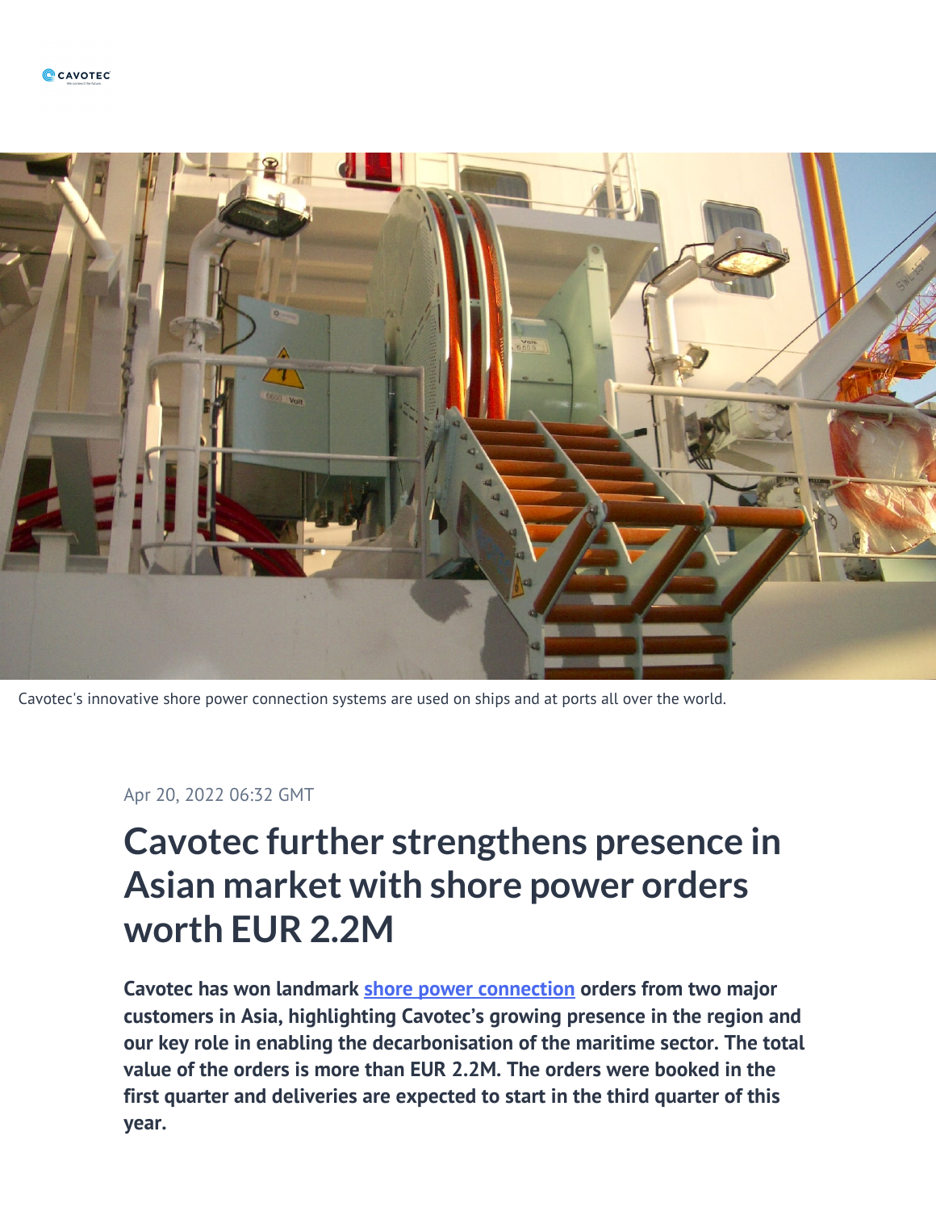Cavotec's innovative shore power connection systems are used on ships and at ports all over the world.

Apr 20, 2022 06:32 GMT

# Cavotec further strengthens presence in Asian market with shore power orders worth EUR 2.2M

**Cavotec has won landmark [shore power connection](#) orders from two major customers in Asia, highlighting Cavotec's growing presence in the region and our key role in enabling the decarbonisation of the maritime sector. The total value of the orders is more than EUR 2.2M. The orders were booked in the first quarter and deliveries are expected to start in the third quarter of this year.**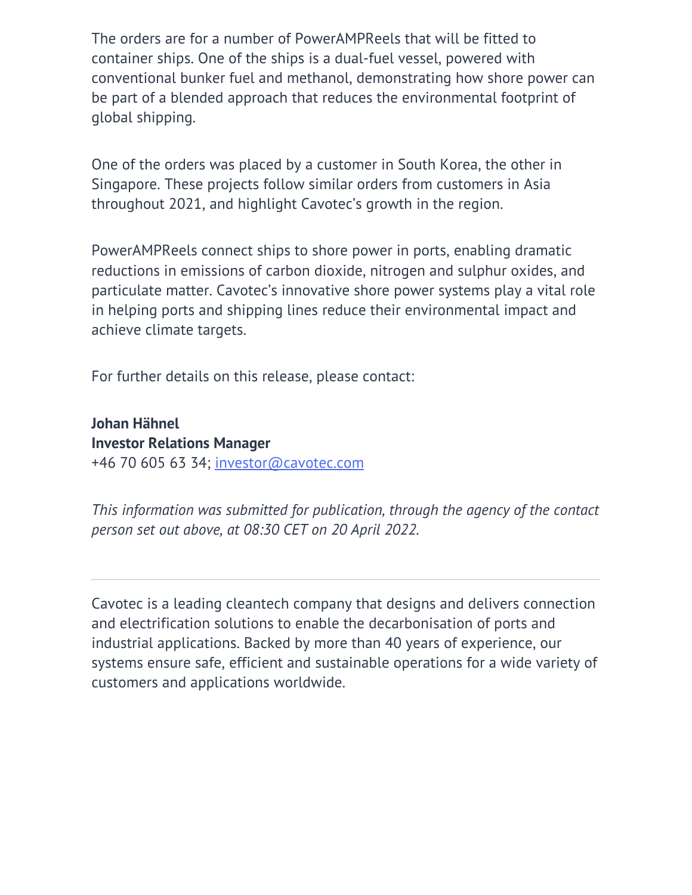The orders are for a number of PowerAMPReels that will be fitted to container ships. One of the ships is a dual-fuel vessel, powered with conventional bunker fuel and methanol, demonstrating how shore power can be part of a blended approach that reduces the environmental footprint of global shipping.

One of the orders was placed by a customer in South Korea, the other in Singapore. These projects follow similar orders from customers in Asia throughout 2021, and highlight Cavotec's growth in the region.

PowerAMPReels connect ships to shore power in ports, enabling dramatic reductions in emissions of carbon dioxide, nitrogen and sulphur oxides, and particulate matter. Cavotec's innovative shore power systems play a vital role in helping ports and shipping lines reduce their environmental impact and achieve climate targets.

For further details on this release, please contact:

**Johan Hähnel**
**Investor Relations Manager**
+46 70 605 63 34; [investor@cavotec.com](mailto:investor@cavotec.com)

*This information was submitted for publication, through the agency of the contact person set out above, at 08:30 CET on 20 April 2022.*

---

Cavotec is a leading cleantech company that designs and delivers connection and electrification solutions to enable the decarbonisation of ports and industrial applications. Backed by more than 40 years of experience, our systems ensure safe, efficient and sustainable operations for a wide variety of customers and applications worldwide.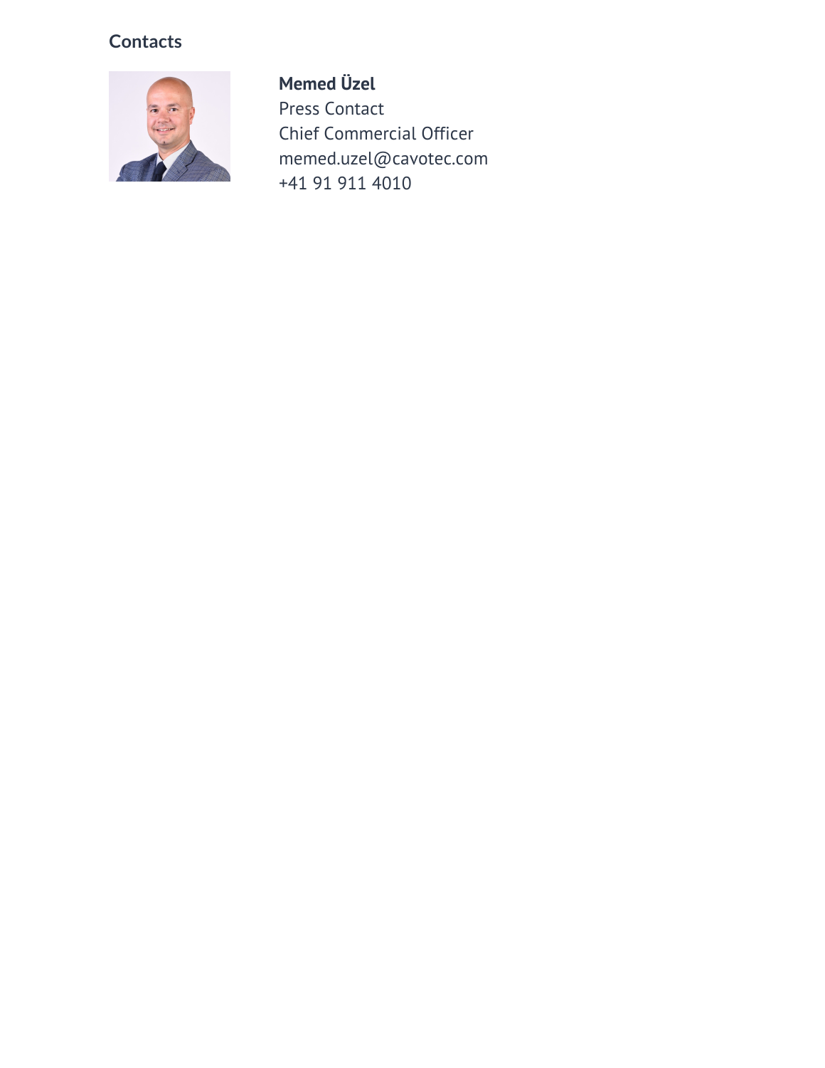## Contacts

**Memed Üzel**
Press Contact
Chief Commercial Officer
memed.uzel@cavotec.com
+41 91 911 4010